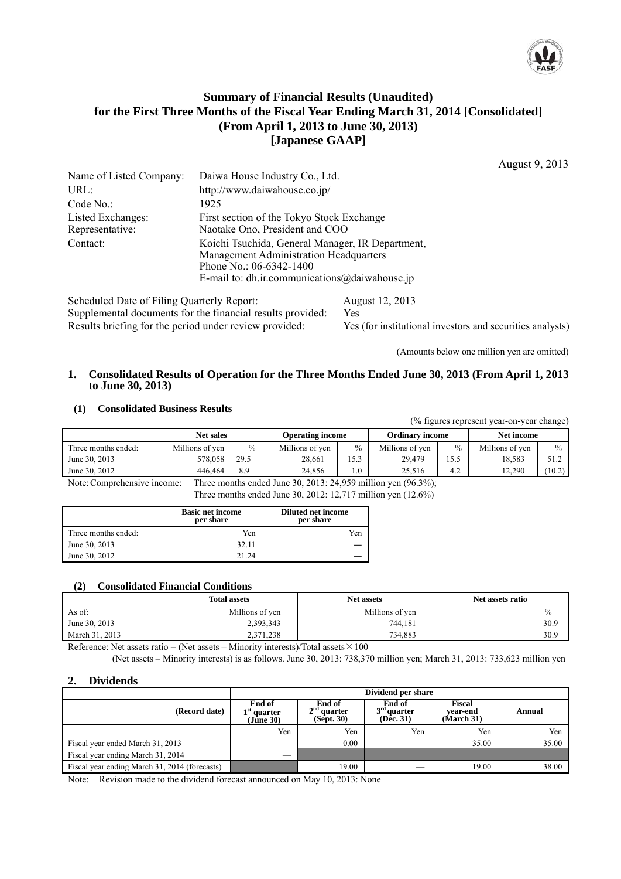# Summary of Financial Results (Unaudited) for the First Three Months of the Fiscal Year Ending March 31, 2014 [Consolidated] (From April 1, 2013 to June 30, 2013) [Japanese GAAP]

August 9, 2013

| | |
|---|---|
| Name of Listed Company: | Daiwa House Industry Co., Ltd. |
| URL: | http://www.daiwahouse.co.jp/ |
| Code No.: | 1925 |
| Listed Exchanges: | First section of the Tokyo Stock Exchange |
| Representative: | Naotake Ono, President and COO |
| Contact: | Koichi Tsuchida, General Manager, IR Department, Management Administration Headquarters<br>Phone No.: 06-6342-1400<br>E-mail to: dh.ir.communications@daiwahouse.jp |

| | |
|---|---|
| Scheduled Date of Filing Quarterly Report: | August 12, 2013 |
| Supplemental documents for the financial results provided: | Yes |
| Results briefing for the period under review provided: | Yes (for institutional investors and securities analysts) |

(Amounts below one million yen are omitted)

## 1. Consolidated Results of Operation for the Three Months Ended June 30, 2013 (From April 1, 2013 to June 30, 2013)

### (1) Consolidated Business Results

(% figures represent year-on-year change)

| | Net sales | | Operating income | | Ordinary income | | Net income | |
|---|---|---|---|---|---|---|---|---|
| Three months ended: | Millions of yen | % | Millions of yen | % | Millions of yen | % | Millions of yen | % |
| June 30, 2013 | 578,058 | 29.5 | 28,661 | 15.3 | 29,479 | 15.5 | 18,583 | 51.2 |
| June 30, 2012 | 446,464 | 8.9 | 24,856 | 1.0 | 25,516 | 4.2 | 12,290 | (10.2) |

Note: Comprehensive income: Three months ended June 30, 2013: 24,959 million yen (96.3%);
Three months ended June 30, 2012: 12,717 million yen (12.6%)

| | Basic net income per share | Diluted net income per share |
|---|---|---|
| Three months ended: | Yen | Yen |
| June 30, 2013 | 32.11 | — |
| June 30, 2012 | 21.24 | — |

### (2) Consolidated Financial Conditions

| | Total assets | Net assets | Net assets ratio |
|---|---|---|---|
| As of: | Millions of yen | Millions of yen | % |
| June 30, 2013 | 2,393,343 | 744,181 | 30.9 |
| March 31, 2013 | 2,371,238 | 734,883 | 30.9 |

Reference: Net assets ratio = (Net assets – Minority interests)/Total assets × 100

(Net assets – Minority interests) is as follows. June 30, 2013: 738,370 million yen; March 31, 2013: 733,623 million yen

## 2. Dividends

| | Dividend per share | | | | |
|---|---|---|---|---|---|
| (Record date) | End of 1st quarter (June 30) | End of 2nd quarter (Sept. 30) | End of 3rd quarter (Dec. 31) | Fiscal year-end (March 31) | Annual |
| | Yen | Yen | Yen | Yen | Yen |
| Fiscal year ended March 31, 2013 | — | 0.00 | — | 35.00 | 35.00 |
| Fiscal year ending March 31, 2014 | — | | | | |
| Fiscal year ending March 31, 2014 (forecasts) | | 19.00 | — | 19.00 | 38.00 |

Note: Revision made to the dividend forecast announced on May 10, 2013: None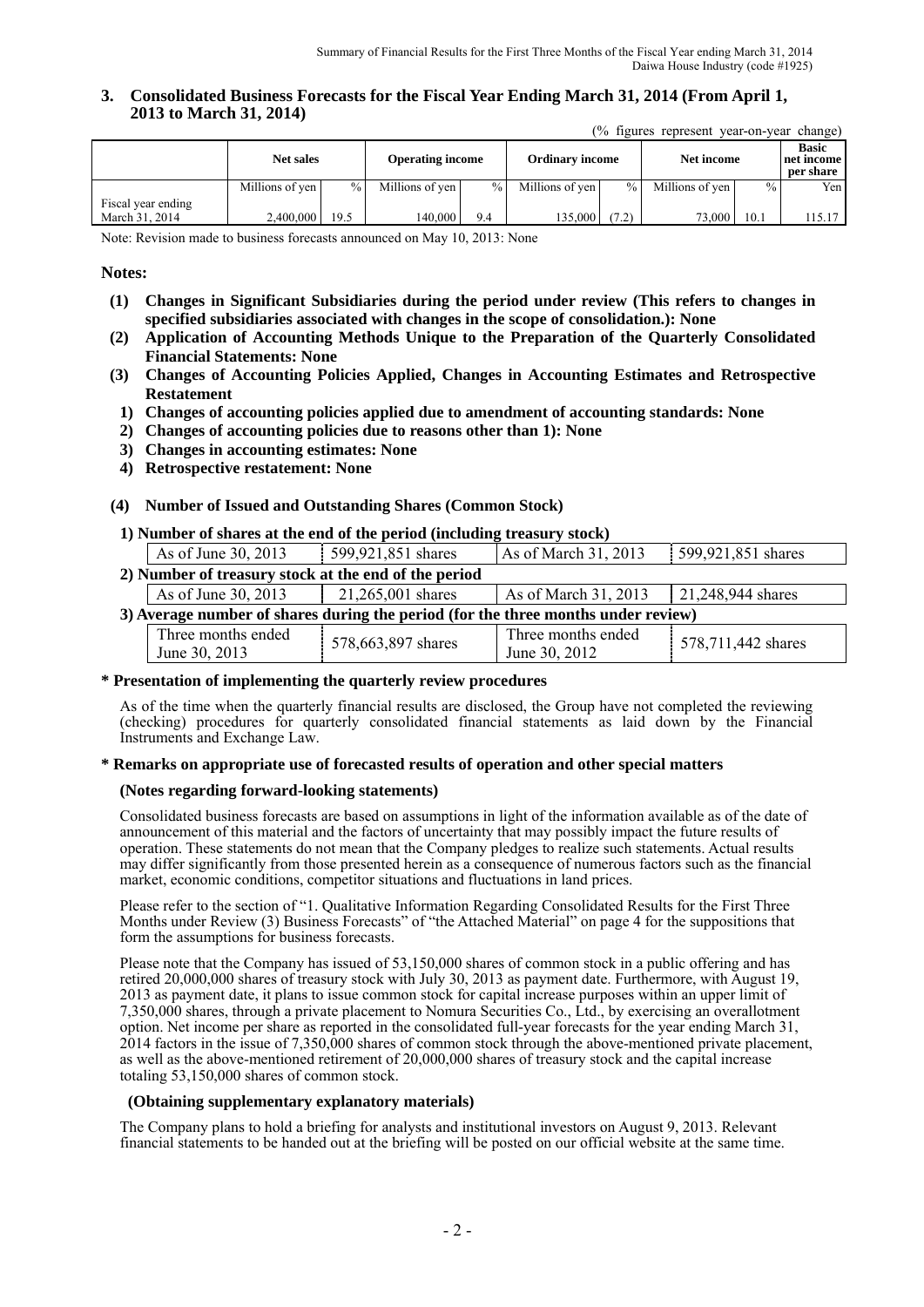## 3. Consolidated Business Forecasts for the Fiscal Year Ending March 31, 2014 (From April 1, 2013 to March 31, 2014)

(% figures represent year-on-year change)

| | Net sales | | Operating income | | Ordinary income | | Net income | | Basic net income per share |
|---|---|---|---|---|---|---|---|---|---|
| | Millions of yen | % | Millions of yen | % | Millions of yen | % | Millions of yen | % | Yen |
| Fiscal year ending March 31, 2014 | 2,400,000 | 19.5 | 140,000 | 9.4 | 135,000 | (7.2) | 73,000 | 10.1 | 115.17 |

Note: Revision made to business forecasts announced on May 10, 2013: None

**Notes:**

**(1) Changes in Significant Subsidiaries during the period under review (This refers to changes in specified subsidiaries associated with changes in the scope of consolidation.): None**

**(2) Application of Accounting Methods Unique to the Preparation of the Quarterly Consolidated Financial Statements: None**

**(3) Changes of Accounting Policies Applied, Changes in Accounting Estimates and Retrospective Restatement**

**1) Changes of accounting policies applied due to amendment of accounting standards: None**

**2) Changes of accounting policies due to reasons other than 1): None**

**3) Changes in accounting estimates: None**

**4) Retrospective restatement: None**

**(4) Number of Issued and Outstanding Shares (Common Stock)**

**1) Number of shares at the end of the period (including treasury stock)**

| As of June 30, 2013 | 599,921,851 shares | As of March 31, 2013 | 599,921,851 shares |
|---|---|---|---|

**2) Number of treasury stock at the end of the period**

| As of June 30, 2013 | 21,265,001 shares | As of March 31, 2013 | 21,248,944 shares |
|---|---|---|---|

**3) Average number of shares during the period (for the three months under review)**

| Three months ended June 30, 2013 | 578,663,897 shares | Three months ended June 30, 2012 | 578,711,442 shares |
|---|---|---|---|

**\* Presentation of implementing the quarterly review procedures**

As of the time when the quarterly financial results are disclosed, the Group have not completed the reviewing (checking) procedures for quarterly consolidated financial statements as laid down by the Financial Instruments and Exchange Law.

**\* Remarks on appropriate use of forecasted results of operation and other special matters**

**(Notes regarding forward-looking statements)**

Consolidated business forecasts are based on assumptions in light of the information available as of the date of announcement of this material and the factors of uncertainty that may possibly impact the future results of operation. These statements do not mean that the Company pledges to realize such statements. Actual results may differ significantly from those presented herein as a consequence of numerous factors such as the financial market, economic conditions, competitor situations and fluctuations in land prices.

Please refer to the section of "1. Qualitative Information Regarding Consolidated Results for the First Three Months under Review (3) Business Forecasts" of "the Attached Material" on page 4 for the suppositions that form the assumptions for business forecasts.

Please note that the Company has issued of 53,150,000 shares of common stock in a public offering and has retired 20,000,000 shares of treasury stock with July 30, 2013 as payment date. Furthermore, with August 19, 2013 as payment date, it plans to issue common stock for capital increase purposes within an upper limit of 7,350,000 shares, through a private placement to Nomura Securities Co., Ltd., by exercising an overallotment option. Net income per share as reported in the consolidated full-year forecasts for the year ending March 31, 2014 factors in the issue of 7,350,000 shares of common stock through the above-mentioned private placement, as well as the above-mentioned retirement of 20,000,000 shares of treasury stock and the capital increase totaling 53,150,000 shares of common stock.

**(Obtaining supplementary explanatory materials)**

The Company plans to hold a briefing for analysts and institutional investors on August 9, 2013. Relevant financial statements to be handed out at the briefing will be posted on our official website at the same time.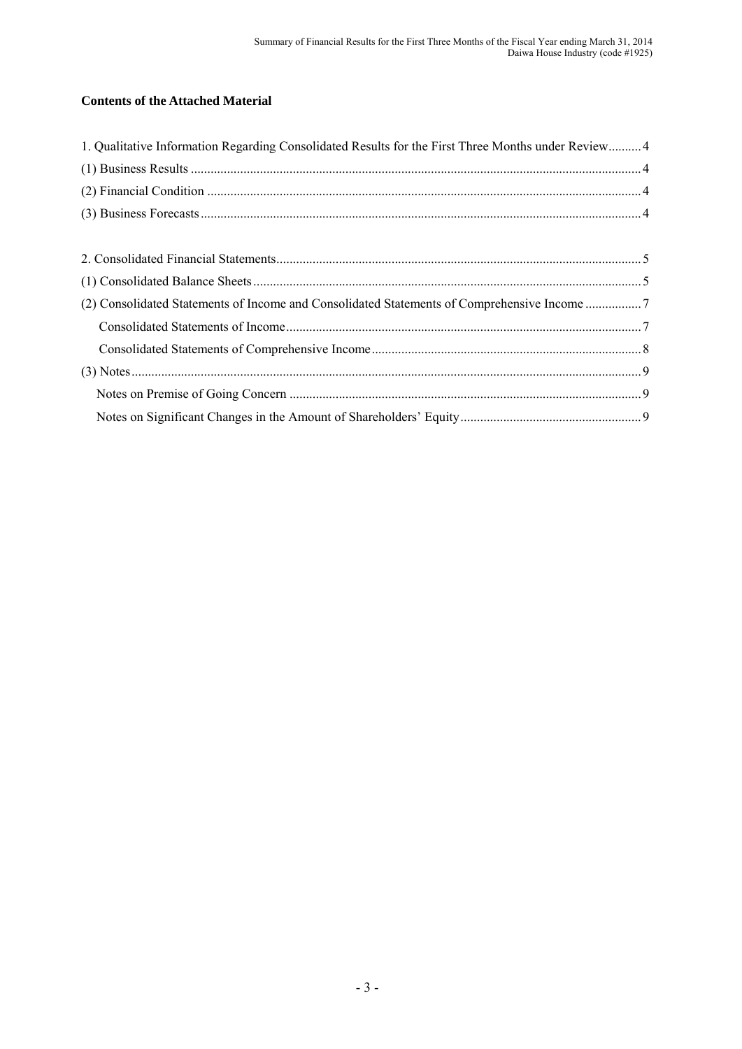**Contents of the Attached Material**

1. Qualitative Information Regarding Consolidated Results for the First Three Months under Review .......... 4
(1) Business Results .......... 4
(2) Financial Condition .......... 4
(3) Business Forecasts .......... 4

2. Consolidated Financial Statements .......... 5
(1) Consolidated Balance Sheets .......... 5
(2) Consolidated Statements of Income and Consolidated Statements of Comprehensive Income .......... 7
Consolidated Statements of Income .......... 7
Consolidated Statements of Comprehensive Income .......... 8
(3) Notes .......... 9
Notes on Premise of Going Concern .......... 9
Notes on Significant Changes in the Amount of Shareholders' Equity .......... 9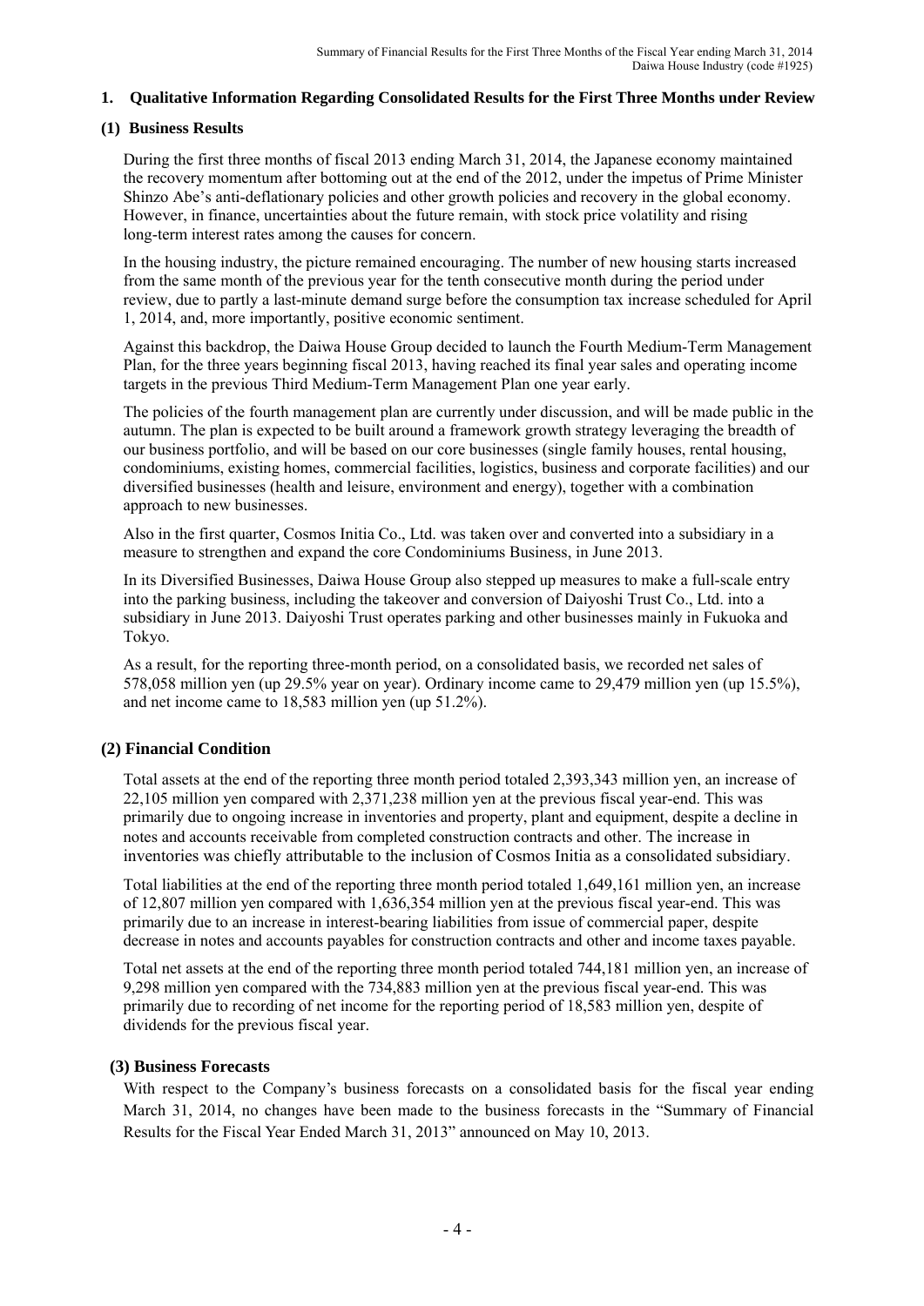## 1. Qualitative Information Regarding Consolidated Results for the First Three Months under Review

### (1) Business Results

During the first three months of fiscal 2013 ending March 31, 2014, the Japanese economy maintained the recovery momentum after bottoming out at the end of the 2012, under the impetus of Prime Minister Shinzo Abe's anti-deflationary policies and other growth policies and recovery in the global economy. However, in finance, uncertainties about the future remain, with stock price volatility and rising long-term interest rates among the causes for concern.

In the housing industry, the picture remained encouraging. The number of new housing starts increased from the same month of the previous year for the tenth consecutive month during the period under review, due to partly a last-minute demand surge before the consumption tax increase scheduled for April 1, 2014, and, more importantly, positive economic sentiment.

Against this backdrop, the Daiwa House Group decided to launch the Fourth Medium-Term Management Plan, for the three years beginning fiscal 2013, having reached its final year sales and operating income targets in the previous Third Medium-Term Management Plan one year early.

The policies of the fourth management plan are currently under discussion, and will be made public in the autumn. The plan is expected to be built around a framework growth strategy leveraging the breadth of our business portfolio, and will be based on our core businesses (single family houses, rental housing, condominiums, existing homes, commercial facilities, logistics, business and corporate facilities) and our diversified businesses (health and leisure, environment and energy), together with a combination approach to new businesses.

Also in the first quarter, Cosmos Initia Co., Ltd. was taken over and converted into a subsidiary in a measure to strengthen and expand the core Condominiums Business, in June 2013.

In its Diversified Businesses, Daiwa House Group also stepped up measures to make a full-scale entry into the parking business, including the takeover and conversion of Daiyoshi Trust Co., Ltd. into a subsidiary in June 2013. Daiyoshi Trust operates parking and other businesses mainly in Fukuoka and Tokyo.

As a result, for the reporting three-month period, on a consolidated basis, we recorded net sales of 578,058 million yen (up 29.5% year on year). Ordinary income came to 29,479 million yen (up 15.5%), and net income came to 18,583 million yen (up 51.2%).

### (2) Financial Condition

Total assets at the end of the reporting three month period totaled 2,393,343 million yen, an increase of 22,105 million yen compared with 2,371,238 million yen at the previous fiscal year-end. This was primarily due to ongoing increase in inventories and property, plant and equipment, despite a decline in notes and accounts receivable from completed construction contracts and other. The increase in inventories was chiefly attributable to the inclusion of Cosmos Initia as a consolidated subsidiary.

Total liabilities at the end of the reporting three month period totaled 1,649,161 million yen, an increase of 12,807 million yen compared with 1,636,354 million yen at the previous fiscal year-end. This was primarily due to an increase in interest-bearing liabilities from issue of commercial paper, despite decrease in notes and accounts payables for construction contracts and other and income taxes payable.

Total net assets at the end of the reporting three month period totaled 744,181 million yen, an increase of 9,298 million yen compared with the 734,883 million yen at the previous fiscal year-end. This was primarily due to recording of net income for the reporting period of 18,583 million yen, despite of dividends for the previous fiscal year.

### (3) Business Forecasts

With respect to the Company's business forecasts on a consolidated basis for the fiscal year ending March 31, 2014, no changes have been made to the business forecasts in the "Summary of Financial Results for the Fiscal Year Ended March 31, 2013" announced on May 10, 2013.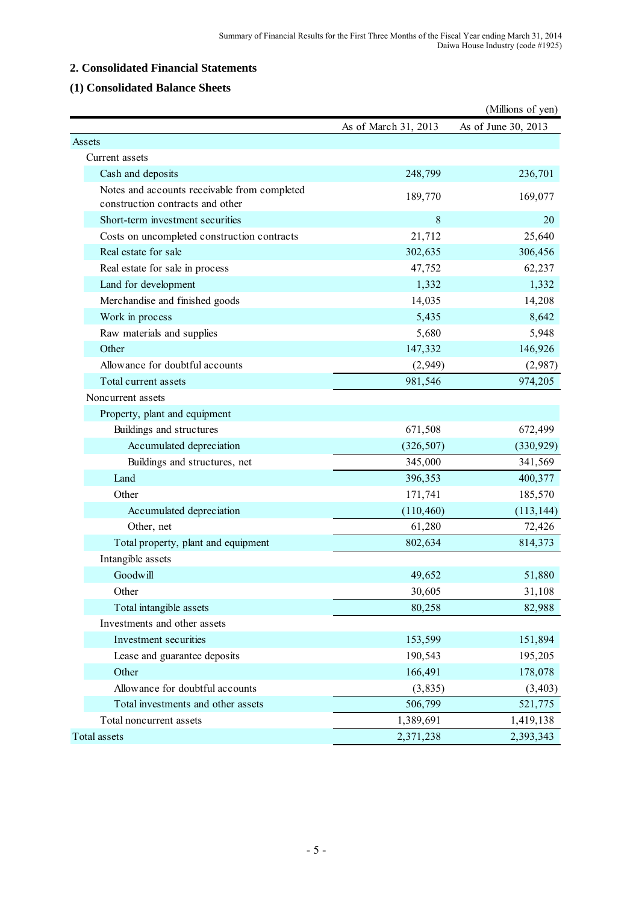## 2. Consolidated Financial Statements

### (1) Consolidated Balance Sheets

(Millions of yen)

| | As of March 31, 2013 | As of June 30, 2013 |
|---|---|---|
| Assets | | |
| Current assets | | |
| Cash and deposits | 248,799 | 236,701 |
| Notes and accounts receivable from completed construction contracts and other | 189,770 | 169,077 |
| Short-term investment securities | 8 | 20 |
| Costs on uncompleted construction contracts | 21,712 | 25,640 |
| Real estate for sale | 302,635 | 306,456 |
| Real estate for sale in process | 47,752 | 62,237 |
| Land for development | 1,332 | 1,332 |
| Merchandise and finished goods | 14,035 | 14,208 |
| Work in process | 5,435 | 8,642 |
| Raw materials and supplies | 5,680 | 5,948 |
| Other | 147,332 | 146,926 |
| Allowance for doubtful accounts | (2,949) | (2,987) |
| Total current assets | 981,546 | 974,205 |
| Noncurrent assets | | |
| Property, plant and equipment | | |
| Buildings and structures | 671,508 | 672,499 |
| Accumulated depreciation | (326,507) | (330,929) |
| Buildings and structures, net | 345,000 | 341,569 |
| Land | 396,353 | 400,377 |
| Other | 171,741 | 185,570 |
| Accumulated depreciation | (110,460) | (113,144) |
| Other, net | 61,280 | 72,426 |
| Total property, plant and equipment | 802,634 | 814,373 |
| Intangible assets | | |
| Goodwill | 49,652 | 51,880 |
| Other | 30,605 | 31,108 |
| Total intangible assets | 80,258 | 82,988 |
| Investments and other assets | | |
| Investment securities | 153,599 | 151,894 |
| Lease and guarantee deposits | 190,543 | 195,205 |
| Other | 166,491 | 178,078 |
| Allowance for doubtful accounts | (3,835) | (3,403) |
| Total investments and other assets | 506,799 | 521,775 |
| Total noncurrent assets | 1,389,691 | 1,419,138 |
| Total assets | 2,371,238 | 2,393,343 |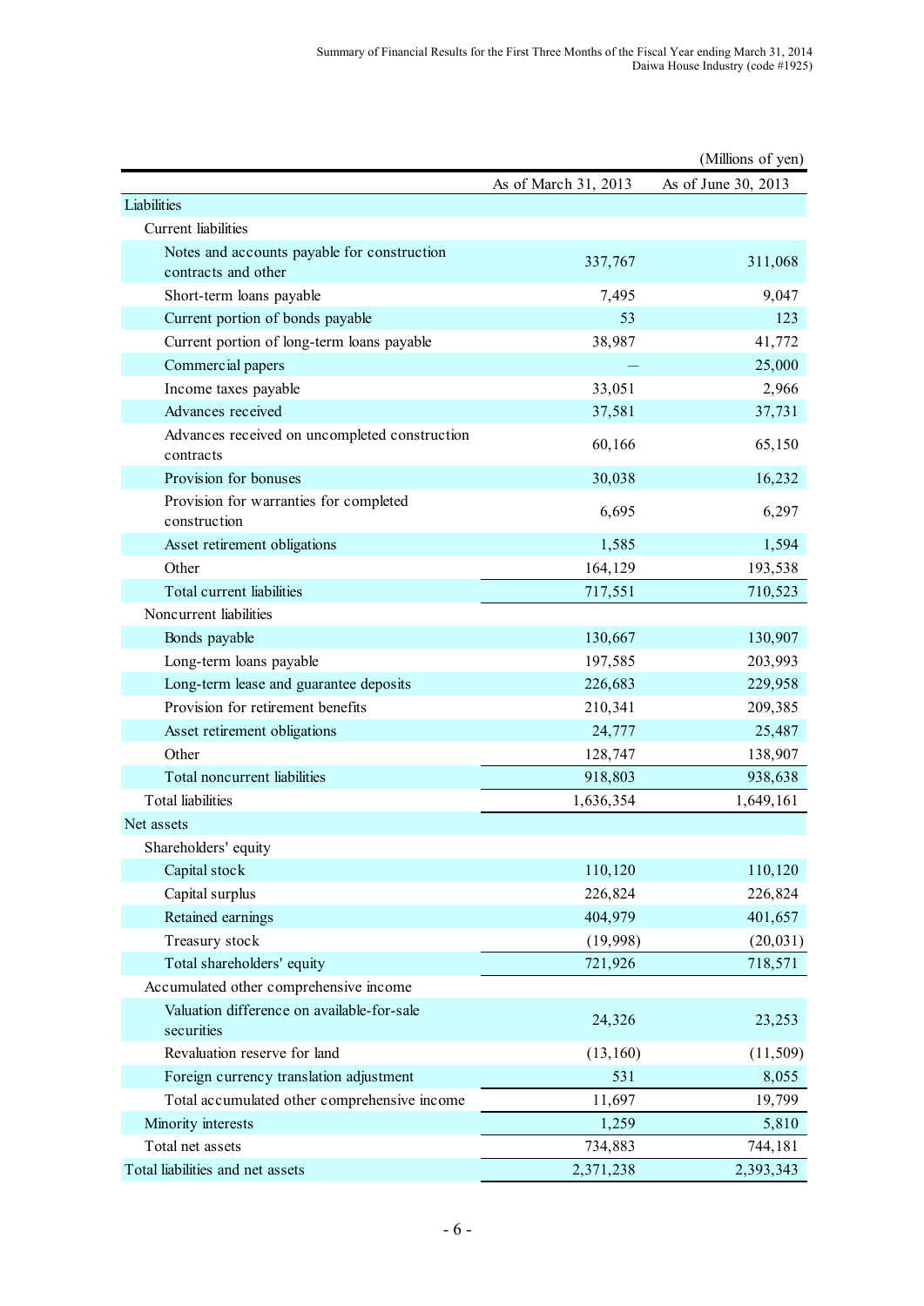(Millions of yen)

| | As of March 31, 2013 | As of June 30, 2013 |
|---|---|---|
| Liabilities | | |
| Current liabilities | | |
| Notes and accounts payable for construction contracts and other | 337,767 | 311,068 |
| Short-term loans payable | 7,495 | 9,047 |
| Current portion of bonds payable | 53 | 123 |
| Current portion of long-term loans payable | 38,987 | 41,772 |
| Commercial papers | — | 25,000 |
| Income taxes payable | 33,051 | 2,966 |
| Advances received | 37,581 | 37,731 |
| Advances received on uncompleted construction contracts | 60,166 | 65,150 |
| Provision for bonuses | 30,038 | 16,232 |
| Provision for warranties for completed construction | 6,695 | 6,297 |
| Asset retirement obligations | 1,585 | 1,594 |
| Other | 164,129 | 193,538 |
| Total current liabilities | 717,551 | 710,523 |
| Noncurrent liabilities | | |
| Bonds payable | 130,667 | 130,907 |
| Long-term loans payable | 197,585 | 203,993 |
| Long-term lease and guarantee deposits | 226,683 | 229,958 |
| Provision for retirement benefits | 210,341 | 209,385 |
| Asset retirement obligations | 24,777 | 25,487 |
| Other | 128,747 | 138,907 |
| Total noncurrent liabilities | 918,803 | 938,638 |
| Total liabilities | 1,636,354 | 1,649,161 |
| Net assets | | |
| Shareholders' equity | | |
| Capital stock | 110,120 | 110,120 |
| Capital surplus | 226,824 | 226,824 |
| Retained earnings | 404,979 | 401,657 |
| Treasury stock | (19,998) | (20,031) |
| Total shareholders' equity | 721,926 | 718,571 |
| Accumulated other comprehensive income | | |
| Valuation difference on available-for-sale securities | 24,326 | 23,253 |
| Revaluation reserve for land | (13,160) | (11,509) |
| Foreign currency translation adjustment | 531 | 8,055 |
| Total accumulated other comprehensive income | 11,697 | 19,799 |
| Minority interests | 1,259 | 5,810 |
| Total net assets | 734,883 | 744,181 |
| Total liabilities and net assets | 2,371,238 | 2,393,343 |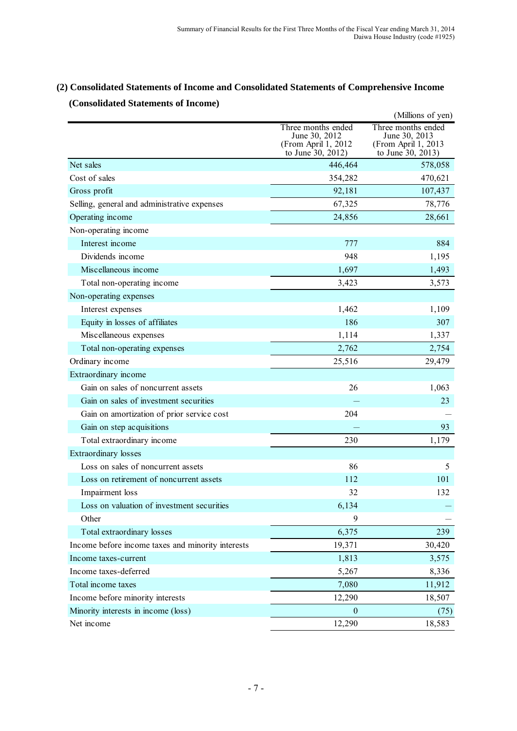## (2) Consolidated Statements of Income and Consolidated Statements of Comprehensive Income

### (Consolidated Statements of Income)

(Millions of yen)

| | Three months ended June 30, 2012 (From April 1, 2012 to June 30, 2012) | Three months ended June 30, 2013 (From April 1, 2013 to June 30, 2013) |
|---|---|---|
| Net sales | 446,464 | 578,058 |
| Cost of sales | 354,282 | 470,621 |
| Gross profit | 92,181 | 107,437 |
| Selling, general and administrative expenses | 67,325 | 78,776 |
| Operating income | 24,856 | 28,661 |
| Non-operating income | | |
| Interest income | 777 | 884 |
| Dividends income | 948 | 1,195 |
| Miscellaneous income | 1,697 | 1,493 |
| Total non-operating income | 3,423 | 3,573 |
| Non-operating expenses | | |
| Interest expenses | 1,462 | 1,109 |
| Equity in losses of affiliates | 186 | 307 |
| Miscellaneous expenses | 1,114 | 1,337 |
| Total non-operating expenses | 2,762 | 2,754 |
| Ordinary income | 25,516 | 29,479 |
| Extraordinary income | | |
| Gain on sales of noncurrent assets | 26 | 1,063 |
| Gain on sales of investment securities | — | 23 |
| Gain on amortization of prior service cost | 204 | — |
| Gain on step acquisitions | — | 93 |
| Total extraordinary income | 230 | 1,179 |
| Extraordinary losses | | |
| Loss on sales of noncurrent assets | 86 | 5 |
| Loss on retirement of noncurrent assets | 112 | 101 |
| Impairment loss | 32 | 132 |
| Loss on valuation of investment securities | 6,134 | — |
| Other | 9 | — |
| Total extraordinary losses | 6,375 | 239 |
| Income before income taxes and minority interests | 19,371 | 30,420 |
| Income taxes-current | 1,813 | 3,575 |
| Income taxes-deferred | 5,267 | 8,336 |
| Total income taxes | 7,080 | 11,912 |
| Income before minority interests | 12,290 | 18,507 |
| Minority interests in income (loss) | 0 | (75) |
| Net income | 12,290 | 18,583 |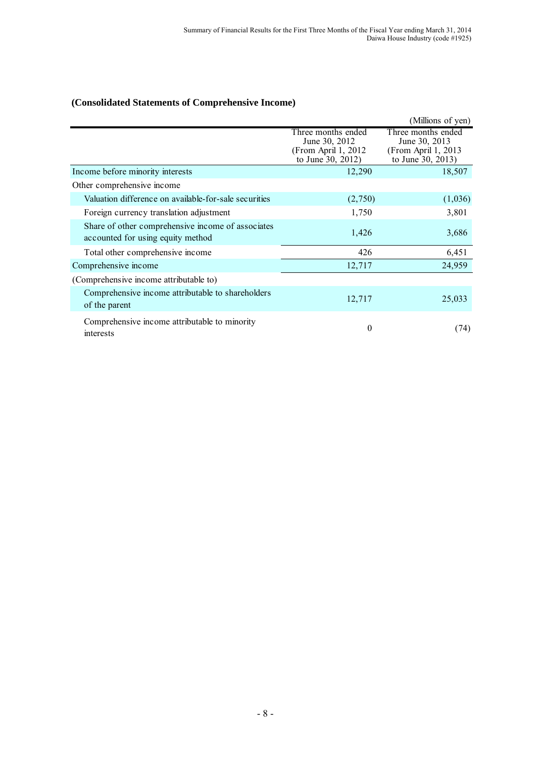### (Consolidated Statements of Comprehensive Income)

(Millions of yen)

| | Three months ended June 30, 2012 (From April 1, 2012 to June 30, 2012) | Three months ended June 30, 2013 (From April 1, 2013 to June 30, 2013) |
|---|---|---|
| Income before minority interests | 12,290 | 18,507 |
| Other comprehensive income | | |
| Valuation difference on available-for-sale securities | (2,750) | (1,036) |
| Foreign currency translation adjustment | 1,750 | 3,801 |
| Share of other comprehensive income of associates accounted for using equity method | 1,426 | 3,686 |
| Total other comprehensive income | 426 | 6,451 |
| Comprehensive income | 12,717 | 24,959 |
| (Comprehensive income attributable to) | | |
| Comprehensive income attributable to shareholders of the parent | 12,717 | 25,033 |
| Comprehensive income attributable to minority interests | 0 | (74) |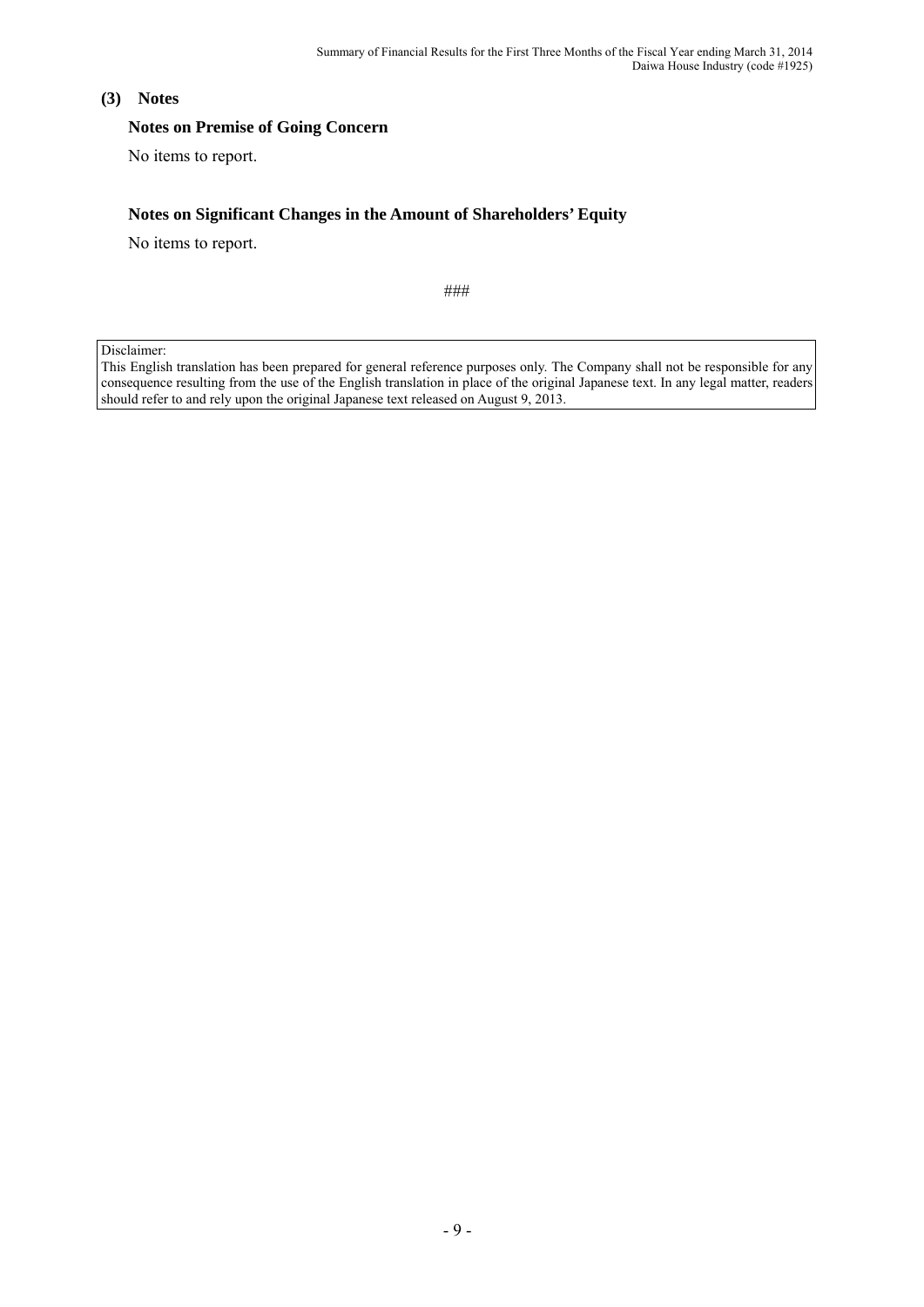## (3) Notes

### Notes on Premise of Going Concern

No items to report.

### Notes on Significant Changes in the Amount of Shareholders' Equity

No items to report.

###

Disclaimer:
This English translation has been prepared for general reference purposes only. The Company shall not be responsible for any consequence resulting from the use of the English translation in place of the original Japanese text. In any legal matter, readers should refer to and rely upon the original Japanese text released on August 9, 2013.